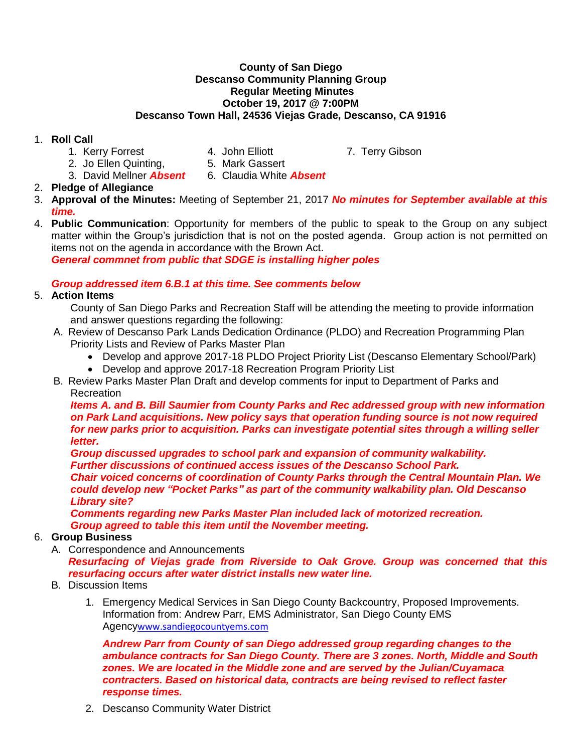**County of San Diego**
**Descanso Community Planning Group**
**Regular Meeting Minutes**
**October 19, 2017 @ 7:00PM**
**Descanso Town Hall, 24536 Viejas Grade, Descanso, CA 91916**

1. **Roll Call**
   1. Kerry Forrest
   2. Jo Ellen Quinting,
   3. David Mellner ***Absent***
   4. John Elliott
   5. Mark Gassert
   6. Claudia White ***Absent***
   7. Terry Gibson
2. **Pledge of Allegiance**
3. **Approval of the Minutes:** Meeting of September 21, 2017 ***No minutes for September available at this time.***
4. **Public Communication**: Opportunity for members of the public to speak to the Group on any subject matter within the Group's jurisdiction that is not on the posted agenda. Group action is not permitted on items not on the agenda in accordance with the Brown Act.
   ***General commnet from public that SDGE is installing higher poles***

   ***Group addressed item 6.B.1 at this time. See comments below***
5. **Action Items**
   County of San Diego Parks and Recreation Staff will be attending the meeting to provide information and answer questions regarding the following:
   A. Review of Descanso Park Lands Dedication Ordinance (PLDO) and Recreation Programming Plan Priority Lists and Review of Parks Master Plan
      - Develop and approve 2017-18 PLDO Project Priority List (Descanso Elementary School/Park)
      - Develop and approve 2017-18 Recreation Program Priority List

   B. Review Parks Master Plan Draft and develop comments for input to Department of Parks and Recreation
      ***Items A. and B. Bill Saumier from County Parks and Rec addressed group with new information on Park Land acquisitions. New policy says that operation funding source is not now required for new parks prior to acquisition. Parks can investigate potential sites through a willing seller letter.***
      ***Group discussed upgrades to school park and expansion of community walkability.***
      ***Further discussions of continued access issues of the Descanso School Park.***
      ***Chair voiced concerns of coordination of County Parks through the Central Mountain Plan. We could develop new "Pocket Parks" as part of the community walkability plan. Old Descanso Library site?***
      ***Comments regarding new Parks Master Plan included lack of motorized recreation.***
      ***Group agreed to table this item until the November meeting.***
6. **Group Business**
   A. Correspondence and Announcements
      ***Resurfacing of Viejas grade from Riverside to Oak Grove. Group was concerned that this resurfacing occurs after water district installs new water line.***

   B. Discussion Items
      1. Emergency Medical Services in San Diego County Backcountry, Proposed Improvements. Information from: Andrew Parr, EMS Administrator, San Diego County EMS Agencywww.sandiegocountyems.com

         ***Andrew Parr from County of san Diego addressed group regarding changes to the ambulance contracts for San Diego County. There are 3 zones. North, Middle and South zones. We are located in the Middle zone and are served by the Julian/Cuyamaca contracters. Based on historical data, contracts are being revised to reflect faster response times.***
      2. Descanso Community Water District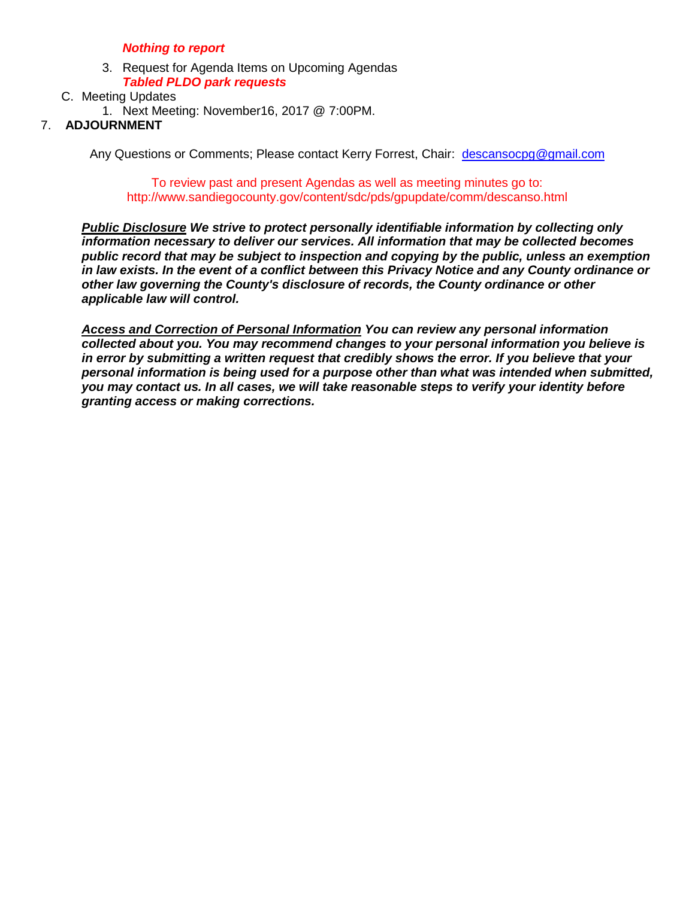***Nothing to report***

3. Request for Agenda Items on Upcoming Agendas
   ***Tabled PLDO park requests***

C. Meeting Updates
   1. Next Meeting: November16, 2017 @ 7:00PM.

7. **ADJOURNMENT**

Any Questions or Comments; Please contact Kerry Forrest, Chair: descansocpg@gmail.com

To review past and present Agendas as well as meeting minutes go to:
http://www.sandiegocounty.gov/content/sdc/pds/gpupdate/comm/descanso.html

***Public Disclosure* We strive to protect personally identifiable information by collecting only information necessary to deliver our services. All information that may be collected becomes public record that may be subject to inspection and copying by the public, unless an exemption in law exists. In the event of a conflict between this Privacy Notice and any County ordinance or other law governing the County's disclosure of records, the County ordinance or other applicable law will control.**

***Access and Correction of Personal Information* You can review any personal information collected about you. You may recommend changes to your personal information you believe is in error by submitting a written request that credibly shows the error. If you believe that your personal information is being used for a purpose other than what was intended when submitted, you may contact us. In all cases, we will take reasonable steps to verify your identity before granting access or making corrections.**